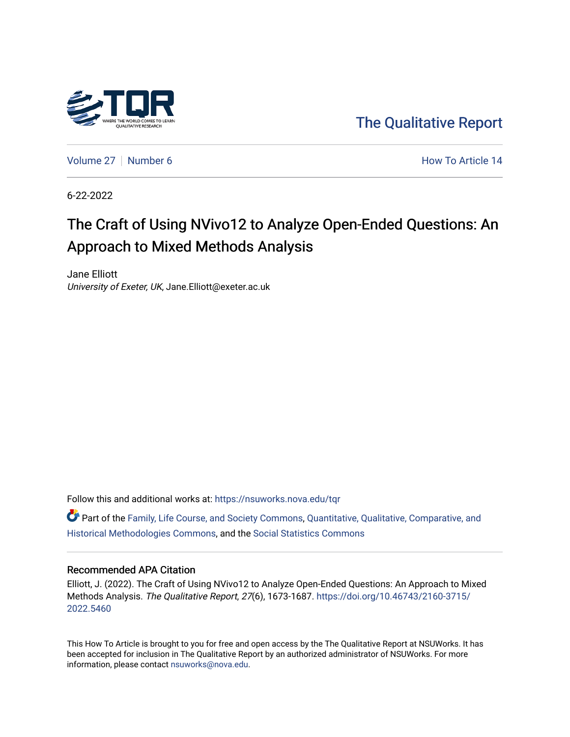The Qualitative Report

Volume 27 | Number 6

How To Article 14

6-22-2022

# The Craft of Using NVivo12 to Analyze Open-Ended Questions: An Approach to Mixed Methods Analysis

Jane Elliott
*University of Exeter, UK*, Jane.Elliott@exeter.ac.uk

Follow this and additional works at: https://nsuworks.nova.edu/tqr

Part of the Family, Life Course, and Society Commons, Quantitative, Qualitative, Comparative, and Historical Methodologies Commons, and the Social Statistics Commons

### Recommended APA Citation

Elliott, J. (2022). The Craft of Using NVivo12 to Analyze Open-Ended Questions: An Approach to Mixed Methods Analysis. *The Qualitative Report*, *27*(6), 1673-1687. https://doi.org/10.46743/2160-3715/2022.5460

This How To Article is brought to you for free and open access by the The Qualitative Report at NSUWorks. It has been accepted for inclusion in The Qualitative Report by an authorized administrator of NSUWorks. For more information, please contact nsuworks@nova.edu.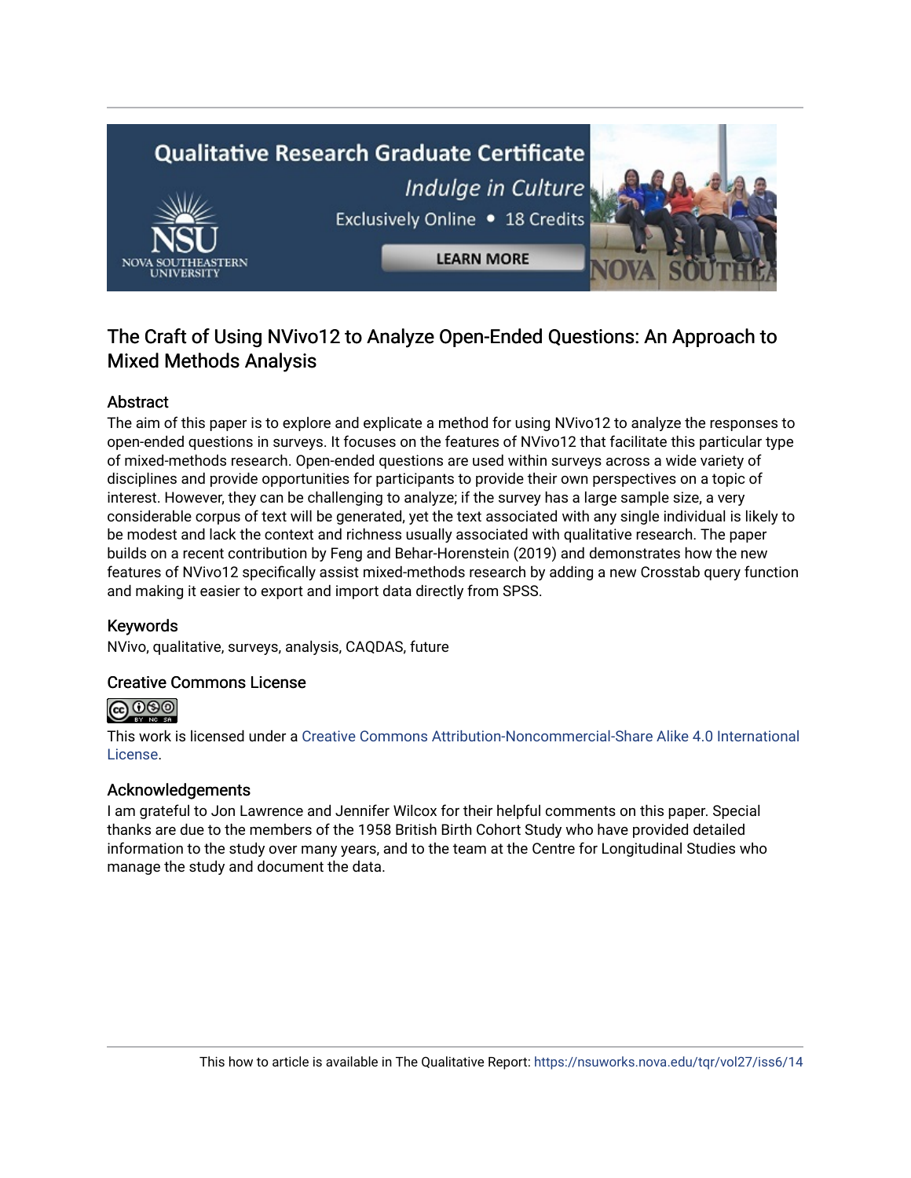# The Craft of Using NVivo12 to Analyze Open-Ended Questions: An Approach to Mixed Methods Analysis

## Abstract

The aim of this paper is to explore and explicate a method for using NVivo12 to analyze the responses to open-ended questions in surveys. It focuses on the features of NVivo12 that facilitate this particular type of mixed-methods research. Open-ended questions are used within surveys across a wide variety of disciplines and provide opportunities for participants to provide their own perspectives on a topic of interest. However, they can be challenging to analyze; if the survey has a large sample size, a very considerable corpus of text will be generated, yet the text associated with any single individual is likely to be modest and lack the context and richness usually associated with qualitative research. The paper builds on a recent contribution by Feng and Behar-Horenstein (2019) and demonstrates how the new features of NVivo12 specifically assist mixed-methods research by adding a new Crosstab query function and making it easier to export and import data directly from SPSS.

## Keywords

NVivo, qualitative, surveys, analysis, CAQDAS, future

## Creative Commons License

This work is licensed under a Creative Commons Attribution-Noncommercial-Share Alike 4.0 International License.

## Acknowledgements

I am grateful to Jon Lawrence and Jennifer Wilcox for their helpful comments on this paper. Special thanks are due to the members of the 1958 British Birth Cohort Study who have provided detailed information to the study over many years, and to the team at the Centre for Longitudinal Studies who manage the study and document the data.

This how to article is available in The Qualitative Report: https://nsuworks.nova.edu/tqr/vol27/iss6/14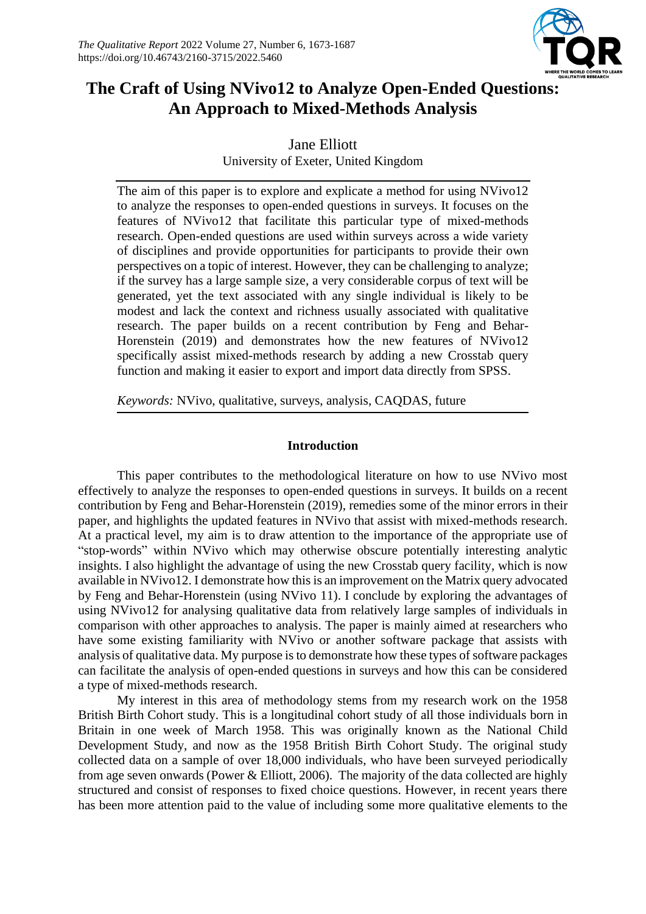# The Craft of Using NVivo12 to Analyze Open-Ended Questions: An Approach to Mixed-Methods Analysis

Jane Elliott
University of Exeter, United Kingdom

The aim of this paper is to explore and explicate a method for using NVivo12 to analyze the responses to open-ended questions in surveys. It focuses on the features of NVivo12 that facilitate this particular type of mixed-methods research. Open-ended questions are used within surveys across a wide variety of disciplines and provide opportunities for participants to provide their own perspectives on a topic of interest. However, they can be challenging to analyze; if the survey has a large sample size, a very considerable corpus of text will be generated, yet the text associated with any single individual is likely to be modest and lack the context and richness usually associated with qualitative research. The paper builds on a recent contribution by Feng and Behar-Horenstein (2019) and demonstrates how the new features of NVivo12 specifically assist mixed-methods research by adding a new Crosstab query function and making it easier to export and import data directly from SPSS.

*Keywords:* NVivo, qualitative, surveys, analysis, CAQDAS, future

## Introduction

This paper contributes to the methodological literature on how to use NVivo most effectively to analyze the responses to open-ended questions in surveys. It builds on a recent contribution by Feng and Behar-Horenstein (2019), remedies some of the minor errors in their paper, and highlights the updated features in NVivo that assist with mixed-methods research. At a practical level, my aim is to draw attention to the importance of the appropriate use of "stop-words" within NVivo which may otherwise obscure potentially interesting analytic insights. I also highlight the advantage of using the new Crosstab query facility, which is now available in NVivo12. I demonstrate how this is an improvement on the Matrix query advocated by Feng and Behar-Horenstein (using NVivo 11). I conclude by exploring the advantages of using NVivo12 for analysing qualitative data from relatively large samples of individuals in comparison with other approaches to analysis. The paper is mainly aimed at researchers who have some existing familiarity with NVivo or another software package that assists with analysis of qualitative data. My purpose is to demonstrate how these types of software packages can facilitate the analysis of open-ended questions in surveys and how this can be considered a type of mixed-methods research.

My interest in this area of methodology stems from my research work on the 1958 British Birth Cohort study. This is a longitudinal cohort study of all those individuals born in Britain in one week of March 1958. This was originally known as the National Child Development Study, and now as the 1958 British Birth Cohort Study. The original study collected data on a sample of over 18,000 individuals, who have been surveyed periodically from age seven onwards (Power & Elliott, 2006). The majority of the data collected are highly structured and consist of responses to fixed choice questions. However, in recent years there has been more attention paid to the value of including some more qualitative elements to the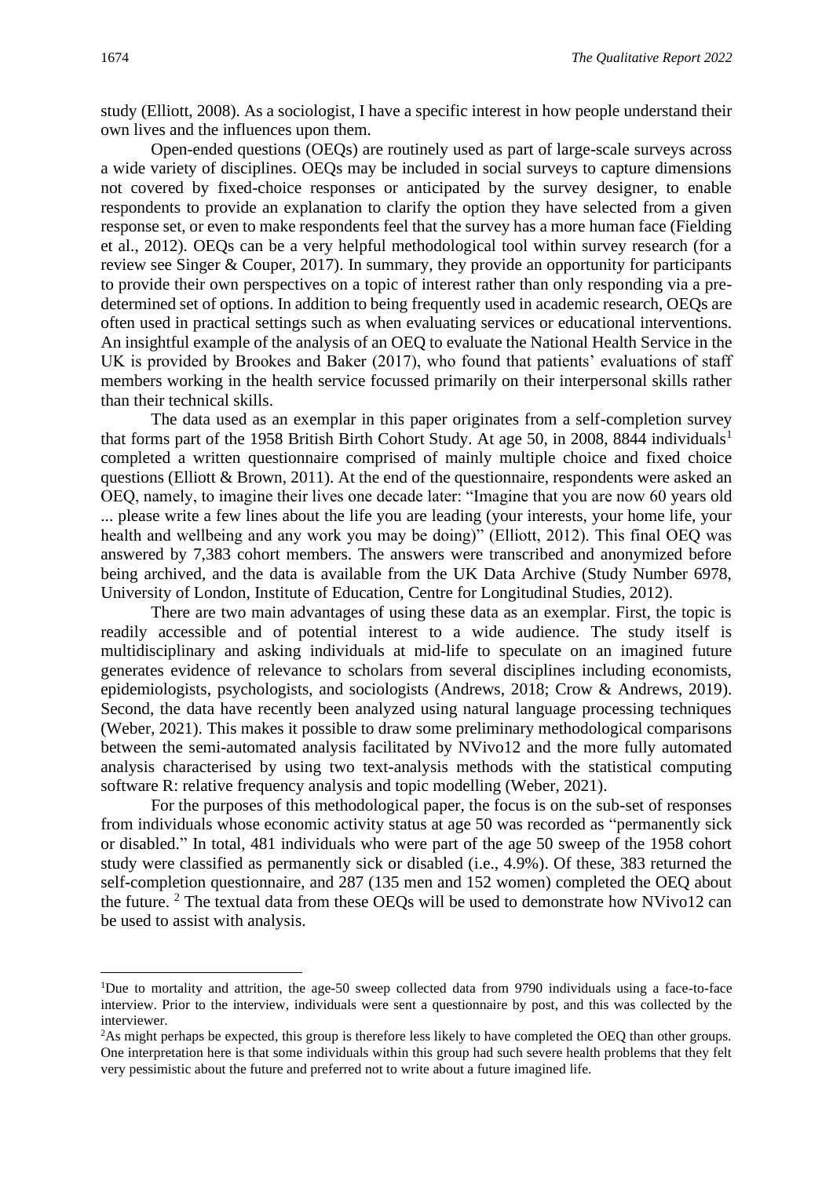study (Elliott, 2008). As a sociologist, I have a specific interest in how people understand their own lives and the influences upon them.

Open-ended questions (OEQs) are routinely used as part of large-scale surveys across a wide variety of disciplines. OEQs may be included in social surveys to capture dimensions not covered by fixed-choice responses or anticipated by the survey designer, to enable respondents to provide an explanation to clarify the option they have selected from a given response set, or even to make respondents feel that the survey has a more human face (Fielding et al., 2012). OEQs can be a very helpful methodological tool within survey research (for a review see Singer & Couper, 2017). In summary, they provide an opportunity for participants to provide their own perspectives on a topic of interest rather than only responding via a pre-determined set of options. In addition to being frequently used in academic research, OEQs are often used in practical settings such as when evaluating services or educational interventions. An insightful example of the analysis of an OEQ to evaluate the National Health Service in the UK is provided by Brookes and Baker (2017), who found that patients' evaluations of staff members working in the health service focussed primarily on their interpersonal skills rather than their technical skills.

The data used as an exemplar in this paper originates from a self-completion survey that forms part of the 1958 British Birth Cohort Study. At age 50, in 2008, 8844 individuals[1] completed a written questionnaire comprised of mainly multiple choice and fixed choice questions (Elliott & Brown, 2011). At the end of the questionnaire, respondents were asked an OEQ, namely, to imagine their lives one decade later: "Imagine that you are now 60 years old ... please write a few lines about the life you are leading (your interests, your home life, your health and wellbeing and any work you may be doing)" (Elliott, 2012). This final OEQ was answered by 7,383 cohort members. The answers were transcribed and anonymized before being archived, and the data is available from the UK Data Archive (Study Number 6978, University of London, Institute of Education, Centre for Longitudinal Studies, 2012).

There are two main advantages of using these data as an exemplar. First, the topic is readily accessible and of potential interest to a wide audience. The study itself is multidisciplinary and asking individuals at mid-life to speculate on an imagined future generates evidence of relevance to scholars from several disciplines including economists, epidemiologists, psychologists, and sociologists (Andrews, 2018; Crow & Andrews, 2019). Second, the data have recently been analyzed using natural language processing techniques (Weber, 2021). This makes it possible to draw some preliminary methodological comparisons between the semi-automated analysis facilitated by NVivo12 and the more fully automated analysis characterised by using two text-analysis methods with the statistical computing software R: relative frequency analysis and topic modelling (Weber, 2021).

For the purposes of this methodological paper, the focus is on the sub-set of responses from individuals whose economic activity status at age 50 was recorded as "permanently sick or disabled." In total, 481 individuals who were part of the age 50 sweep of the 1958 cohort study were classified as permanently sick or disabled (i.e., 4.9%). Of these, 383 returned the self-completion questionnaire, and 287 (135 men and 152 women) completed the OEQ about the future. [2] The textual data from these OEQs will be used to demonstrate how NVivo12 can be used to assist with analysis.

---

[1] Due to mortality and attrition, the age-50 sweep collected data from 9790 individuals using a face-to-face interview. Prior to the interview, individuals were sent a questionnaire by post, and this was collected by the interviewer.

[2] As might perhaps be expected, this group is therefore less likely to have completed the OEQ than other groups. One interpretation here is that some individuals within this group had such severe health problems that they felt very pessimistic about the future and preferred not to write about a future imagined life.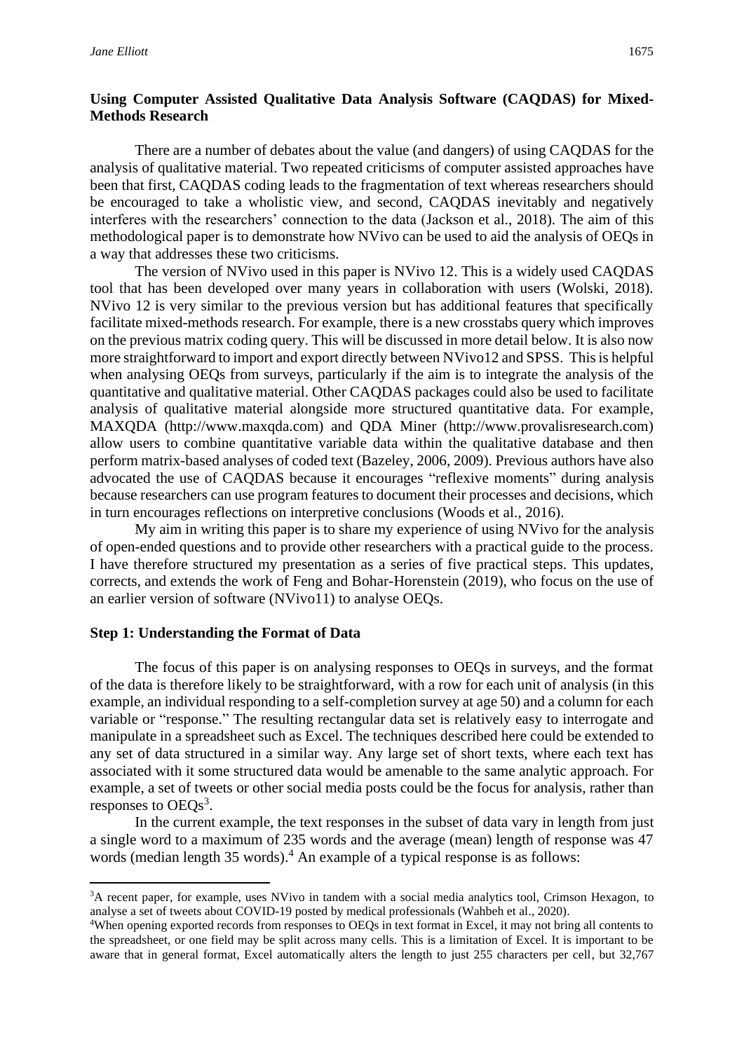## Using Computer Assisted Qualitative Data Analysis Software (CAQDAS) for Mixed-Methods Research

There are a number of debates about the value (and dangers) of using CAQDAS for the analysis of qualitative material. Two repeated criticisms of computer assisted approaches have been that first, CAQDAS coding leads to the fragmentation of text whereas researchers should be encouraged to take a wholistic view, and second, CAQDAS inevitably and negatively interferes with the researchers' connection to the data (Jackson et al., 2018). The aim of this methodological paper is to demonstrate how NVivo can be used to aid the analysis of OEQs in a way that addresses these two criticisms.

The version of NVivo used in this paper is NVivo 12. This is a widely used CAQDAS tool that has been developed over many years in collaboration with users (Wolski, 2018). NVivo 12 is very similar to the previous version but has additional features that specifically facilitate mixed-methods research. For example, there is a new crosstabs query which improves on the previous matrix coding query. This will be discussed in more detail below. It is also now more straightforward to import and export directly between NVivo12 and SPSS. This is helpful when analysing OEQs from surveys, particularly if the aim is to integrate the analysis of the quantitative and qualitative material. Other CAQDAS packages could also be used to facilitate analysis of qualitative material alongside more structured quantitative data. For example, MAXQDA (http://www.maxqda.com) and QDA Miner (http://www.provalisresearch.com) allow users to combine quantitative variable data within the qualitative database and then perform matrix-based analyses of coded text (Bazeley, 2006, 2009). Previous authors have also advocated the use of CAQDAS because it encourages "reflexive moments" during analysis because researchers can use program features to document their processes and decisions, which in turn encourages reflections on interpretive conclusions (Woods et al., 2016).

My aim in writing this paper is to share my experience of using NVivo for the analysis of open-ended questions and to provide other researchers with a practical guide to the process. I have therefore structured my presentation as a series of five practical steps. This updates, corrects, and extends the work of Feng and Bohar-Horenstein (2019), who focus on the use of an earlier version of software (NVivo11) to analyse OEQs.

### Step 1: Understanding the Format of Data

The focus of this paper is on analysing responses to OEQs in surveys, and the format of the data is therefore likely to be straightforward, with a row for each unit of analysis (in this example, an individual responding to a self-completion survey at age 50) and a column for each variable or "response." The resulting rectangular data set is relatively easy to interrogate and manipulate in a spreadsheet such as Excel. The techniques described here could be extended to any set of data structured in a similar way. Any large set of short texts, where each text has associated with it some structured data would be amenable to the same analytic approach. For example, a set of tweets or other social media posts could be the focus for analysis, rather than responses to OEQs[3].

In the current example, the text responses in the subset of data vary in length from just a single word to a maximum of 235 words and the average (mean) length of response was 47 words (median length 35 words).[4] An example of a typical response is as follows:

---

[3]A recent paper, for example, uses NVivo in tandem with a social media analytics tool, Crimson Hexagon, to analyse a set of tweets about COVID-19 posted by medical professionals (Wahbeh et al., 2020).

[4]When opening exported records from responses to OEQs in text format in Excel, it may not bring all contents to the spreadsheet, or one field may be split across many cells. This is a limitation of Excel. It is important to be aware that in general format, Excel automatically alters the length to just 255 characters per cell, but 32,767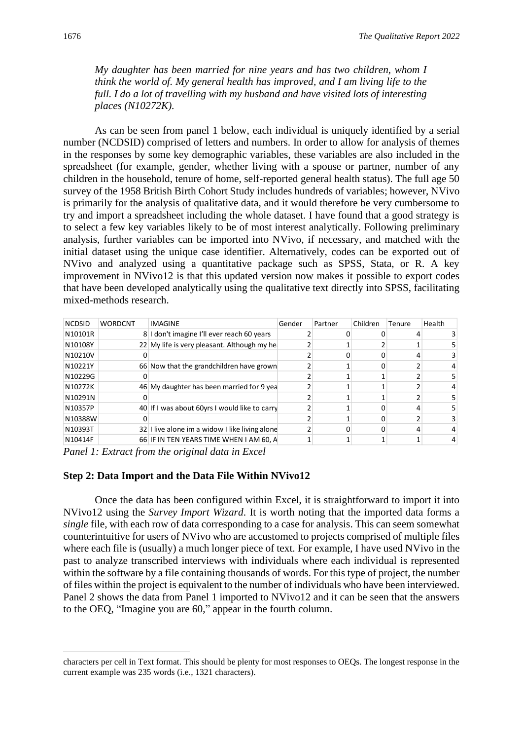*My daughter has been married for nine years and has two children, whom I think the world of. My general health has improved, and I am living life to the full. I do a lot of travelling with my husband and have visited lots of interesting places (N10272K).*

As can be seen from panel 1 below, each individual is uniquely identified by a serial number (NCDSID) comprised of letters and numbers. In order to allow for analysis of themes in the responses by some key demographic variables, these variables are also included in the spreadsheet (for example, gender, whether living with a spouse or partner, number of any children in the household, tenure of home, self-reported general health status). The full age 50 survey of the 1958 British Birth Cohort Study includes hundreds of variables; however, NVivo is primarily for the analysis of qualitative data, and it would therefore be very cumbersome to try and import a spreadsheet including the whole dataset. I have found that a good strategy is to select a few key variables likely to be of most interest analytically. Following preliminary analysis, further variables can be imported into NVivo, if necessary, and matched with the initial dataset using the unique case identifier. Alternatively, codes can be exported out of NVivo and analyzed using a quantitative package such as SPSS, Stata, or R. A key improvement in NVivo12 is that this updated version now makes it possible to export codes that have been developed analytically using the qualitative text directly into SPSS, facilitating mixed-methods research.

| NCDSID | WORDCNT | IMAGINE | Gender | Partner | Children | Tenure | Health |
|---|---|---|---|---|---|---|---|
| N10101R | 8 | I don't imagine I'll ever reach 60 years | 2 | 0 | 0 | 4 | 3 |
| N10108Y | 22 | My life is very pleasant. Although my he | 2 | 1 | 2 | 1 | 5 |
| N10210V | 0 | | 2 | 0 | 0 | 4 | 3 |
| N10221Y | 66 | Now that the grandchildren have grown | 2 | 1 | 0 | 2 | 4 |
| N10229G | 0 | | 2 | 1 | 1 | 2 | 5 |
| N10272K | 46 | My daughter has been married for 9 yea | 2 | 1 | 1 | 2 | 4 |
| N10291N | 0 | | 2 | 1 | 1 | 2 | 5 |
| N10357P | 40 | If I was about 60yrs I would like to carry | 2 | 1 | 0 | 4 | 5 |
| N10388W | 0 | | 2 | 1 | 0 | 2 | 3 |
| N10393T | 32 | I live alone im a widow I like living alone | 2 | 0 | 0 | 4 | 4 |
| N10414F | 66 | IF IN TEN YEARS TIME WHEN I AM 60, A | 1 | 1 | 1 | 1 | 4 |

*Panel 1: Extract from the original data in Excel*

### Step 2: Data Import and the Data File Within NVivo12

Once the data has been configured within Excel, it is straightforward to import it into NVivo12 using the *Survey Import Wizard*. It is worth noting that the imported data forms a *single* file, with each row of data corresponding to a case for analysis. This can seem somewhat counterintuitive for users of NVivo who are accustomed to projects comprised of multiple files where each file is (usually) a much longer piece of text. For example, I have used NVivo in the past to analyze transcribed interviews with individuals where each individual is represented within the software by a file containing thousands of words. For this type of project, the number of files within the project is equivalent to the number of individuals who have been interviewed. Panel 2 shows the data from Panel 1 imported to NVivo12 and it can be seen that the answers to the OEQ, "Imagine you are 60," appear in the fourth column.

---

characters per cell in Text format. This should be plenty for most responses to OEQs. The longest response in the current example was 235 words (i.e., 1321 characters).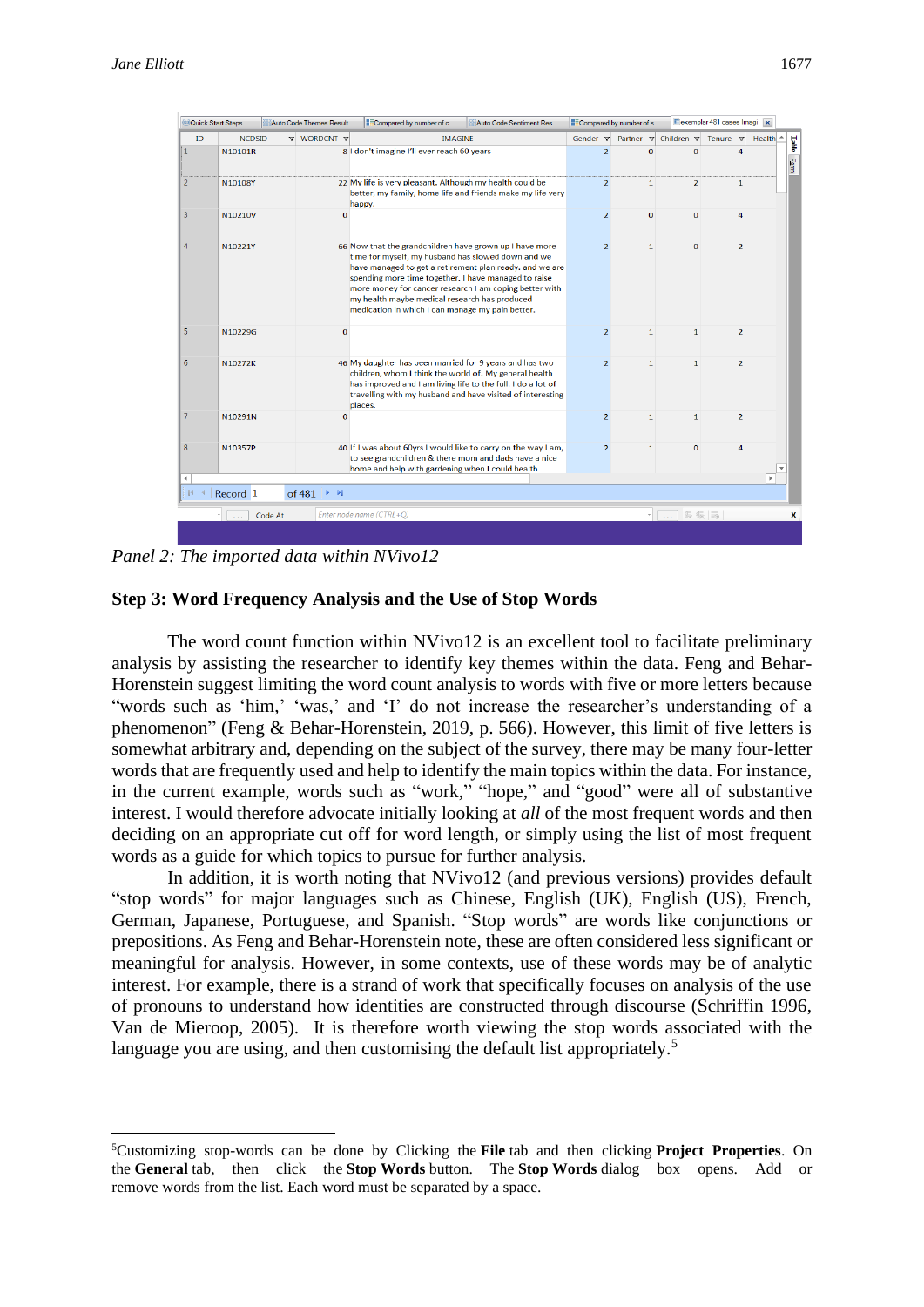| ID | NCDSID | WORDCNT | IMAGINE | Gender | Partner | Children | Tenure | Health |
|---|---|---|---|---|---|---|---|---|
| 1 | N10101R | 8 | I don't imagine I'll ever reach 60 years | 2 | 0 | 0 | 4 | |
| 2 | N10108Y | 22 | My life is very pleasant. Although my health could be better, my family, home life and friends make my life very happy. | 2 | 1 | 2 | 1 | |
| 3 | N10210V | 0 | | 2 | 0 | 0 | 4 | |
| 4 | N10221Y | 66 | Now that the grandchildren have grown up I have more time for myself, my husband has slowed down and we have managed to get a retirement plan ready. and we are spending more time together. I have managed to raise more money for cancer research I am coping better with my health maybe medical research has produced medication in which I can manage my pain better. | 2 | 1 | 0 | 2 | |
| 5 | N10229G | 0 | | 2 | 1 | 1 | 2 | |
| 6 | N10272K | 46 | My daughter has been married for 9 years and has two children, whom I think the world of. My general health has improved and I am living life to the full. I do a lot of travelling with my husband and have visited of interesting places. | 2 | 1 | 1 | 2 | |
| 7 | N10291N | 0 | | 2 | 1 | 1 | 2 | |
| 8 | N10357P | 40 | If I was about 60yrs I would like to carry on the way I am, to see grandchildren & there mom and dads have a nice home and help with gardening when I could health | 2 | 1 | 0 | 4 | |

*Panel 2: The imported data within NVivo12*

### Step 3: Word Frequency Analysis and the Use of Stop Words

The word count function within NVivo12 is an excellent tool to facilitate preliminary analysis by assisting the researcher to identify key themes within the data. Feng and Behar-Horenstein suggest limiting the word count analysis to words with five or more letters because "words such as 'him,' 'was,' and 'I' do not increase the researcher's understanding of a phenomenon" (Feng & Behar-Horenstein, 2019, p. 566). However, this limit of five letters is somewhat arbitrary and, depending on the subject of the survey, there may be many four-letter words that are frequently used and help to identify the main topics within the data. For instance, in the current example, words such as "work," "hope," and "good" were all of substantive interest. I would therefore advocate initially looking at *all* of the most frequent words and then deciding on an appropriate cut off for word length, or simply using the list of most frequent words as a guide for which topics to pursue for further analysis.

In addition, it is worth noting that NVivo12 (and previous versions) provides default "stop words" for major languages such as Chinese, English (UK), English (US), French, German, Japanese, Portuguese, and Spanish. "Stop words" are words like conjunctions or prepositions. As Feng and Behar-Horenstein note, these are often considered less significant or meaningful for analysis. However, in some contexts, use of these words may be of analytic interest. For example, there is a strand of work that specifically focuses on analysis of the use of pronouns to understand how identities are constructed through discourse (Schriffin 1996, Van de Mieroop, 2005). It is therefore worth viewing the stop words associated with the language you are using, and then customising the default list appropriately.[5]

[5]Customizing stop-words can be done by Clicking the **File** tab and then clicking **Project Properties**. On the **General** tab, then click the **Stop Words** button. The **Stop Words** dialog box opens. Add or remove words from the list. Each word must be separated by a space.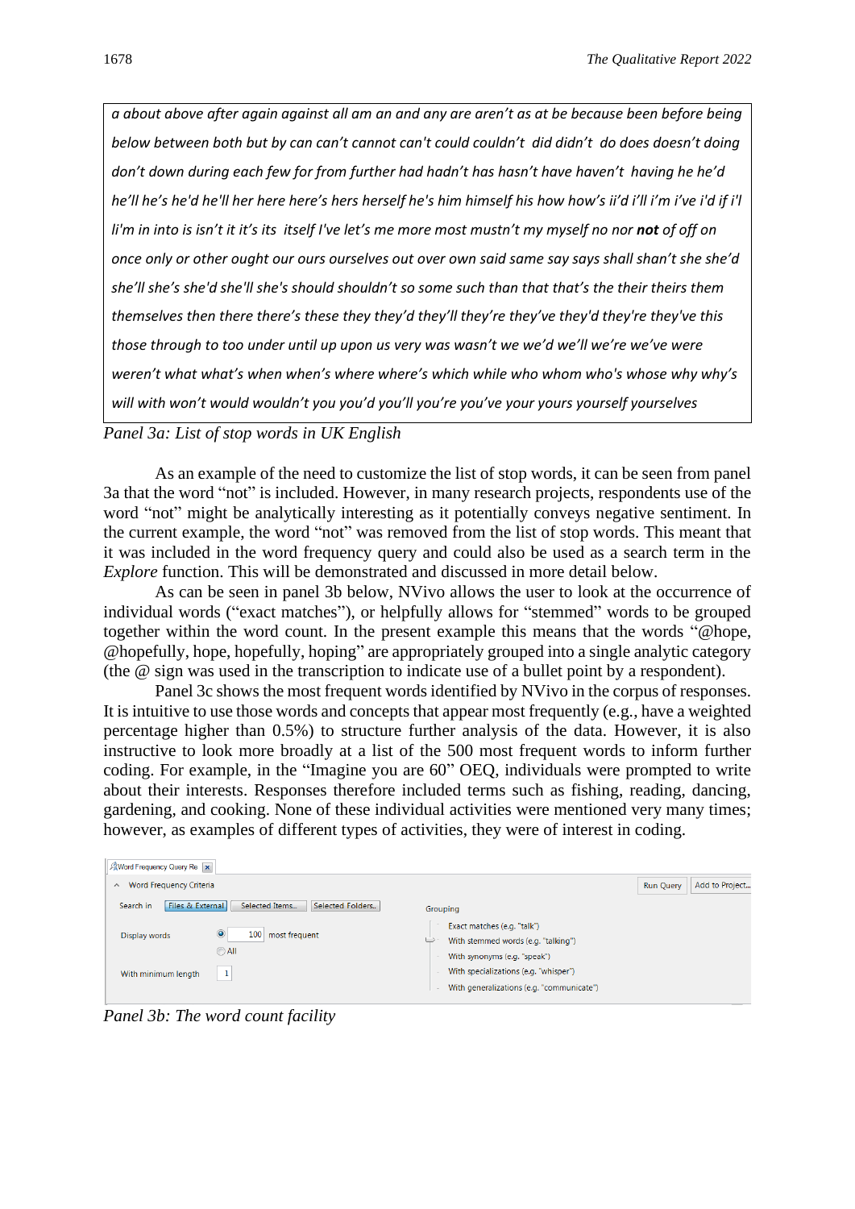*a about above after again against all am an and any are aren’t as at be because been before being below between both but by can can’t cannot can't could couldn’t did didn’t do does doesn’t doing don’t down during each few for from further had hadn’t has hasn’t have haven’t having he he’d he’ll he’s he'd he'll her here here’s hers herself he's him himself his how how’s ii’d i’ll i’m i’ve i'd if i'l li'm in into is isn’t it it’s its itself I've let’s me more most mustn’t my myself no nor* ***not*** *of off on once only or other ought our ours ourselves out over own said same say says shall shan’t she she’d she’ll she’s she'd she'll she's should shouldn’t so some such than that that’s the their theirs them themselves then there there’s these they they’d they’ll they’re they’ve they'd they're they've this those through to too under until up upon us very was wasn’t we we’d we’ll we’re we’ve were weren’t what what’s when when’s where where’s which while who whom who's whose why why’s will with won’t would wouldn’t you you’d you’ll you’re you’ve your yours yourself yourselves*

*Panel 3a: List of stop words in UK English*

As an example of the need to customize the list of stop words, it can be seen from panel 3a that the word “not” is included. However, in many research projects, respondents use of the word “not” might be analytically interesting as it potentially conveys negative sentiment. In the current example, the word “not” was removed from the list of stop words. This meant that it was included in the word frequency query and could also be used as a search term in the *Explore* function. This will be demonstrated and discussed in more detail below.

As can be seen in panel 3b below, NVivo allows the user to look at the occurrence of individual words (“exact matches”), or helpfully allows for “stemmed” words to be grouped together within the word count. In the present example this means that the words “@hope, @hopefully, hope, hopefully, hoping” are appropriately grouped into a single analytic category (the @ sign was used in the transcription to indicate use of a bullet point by a respondent).

Panel 3c shows the most frequent words identified by NVivo in the corpus of responses. It is intuitive to use those words and concepts that appear most frequently (e.g., have a weighted percentage higher than 0.5%) to structure further analysis of the data. However, it is also instructive to look more broadly at a list of the 500 most frequent words to inform further coding. For example, in the “Imagine you are 60” OEQ, individuals were prompted to write about their interests. Responses therefore included terms such as fishing, reading, dancing, gardening, and cooking. None of these individual activities were mentioned very many times; however, as examples of different types of activities, they were of interest in coding.

Word Frequency Query Re

Word Frequency Criteria

Run Query | Add to Project...

Search in: Files & External | Selected Items... | Selected Folders...

Display words: (•) 100 most frequent ( ) All

With minimum length: 1

Grouping
- Exact matches (e.g. "talk")
- With stemmed words (e.g. "talking")
- With synonyms (e.g. "speak")
- With specializations (e.g. "whisper")
- With generalizations (e.g. "communicate")

*Panel 3b: The word count facility*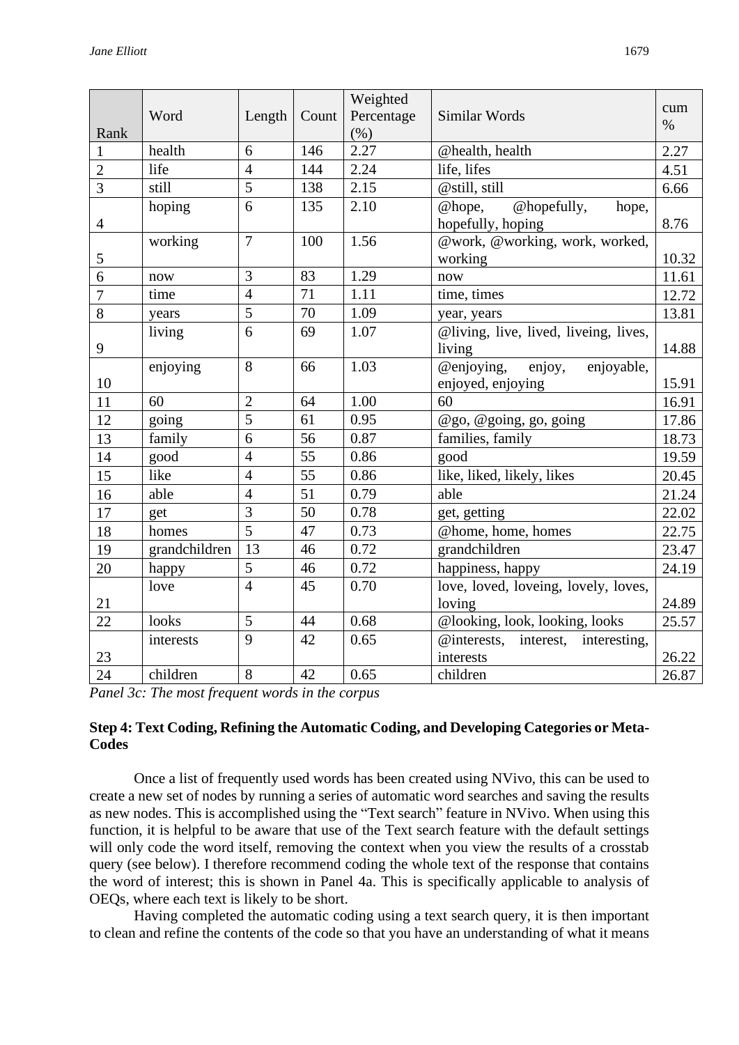| Rank | Word | Length | Count | Weighted Percentage (%) | Similar Words | cum % |
|---|---|---|---|---|---|---|
| 1 | health | 6 | 146 | 2.27 | @health, health | 2.27 |
| 2 | life | 4 | 144 | 2.24 | life, lifes | 4.51 |
| 3 | still | 5 | 138 | 2.15 | @still, still | 6.66 |
| 4 | hoping | 6 | 135 | 2.10 | @hope, @hopefully, hope, hopefully, hoping | 8.76 |
| 5 | working | 7 | 100 | 1.56 | @work, @working, work, worked, working | 10.32 |
| 6 | now | 3 | 83 | 1.29 | now | 11.61 |
| 7 | time | 4 | 71 | 1.11 | time, times | 12.72 |
| 8 | years | 5 | 70 | 1.09 | year, years | 13.81 |
| 9 | living | 6 | 69 | 1.07 | @living, live, lived, liveing, lives, living | 14.88 |
| 10 | enjoying | 8 | 66 | 1.03 | @enjoying, enjoy, enjoyable, enjoyed, enjoying | 15.91 |
| 11 | 60 | 2 | 64 | 1.00 | 60 | 16.91 |
| 12 | going | 5 | 61 | 0.95 | @go, @going, go, going | 17.86 |
| 13 | family | 6 | 56 | 0.87 | families, family | 18.73 |
| 14 | good | 4 | 55 | 0.86 | good | 19.59 |
| 15 | like | 4 | 55 | 0.86 | like, liked, likely, likes | 20.45 |
| 16 | able | 4 | 51 | 0.79 | able | 21.24 |
| 17 | get | 3 | 50 | 0.78 | get, getting | 22.02 |
| 18 | homes | 5 | 47 | 0.73 | @home, home, homes | 22.75 |
| 19 | grandchildren | 13 | 46 | 0.72 | grandchildren | 23.47 |
| 20 | happy | 5 | 46 | 0.72 | happiness, happy | 24.19 |
| 21 | love | 4 | 45 | 0.70 | love, loved, loveing, lovely, loves, loving | 24.89 |
| 22 | looks | 5 | 44 | 0.68 | @looking, look, looking, looks | 25.57 |
| 23 | interests | 9 | 42 | 0.65 | @interests, interest, interesting, interests | 26.22 |
| 24 | children | 8 | 42 | 0.65 | children | 26.87 |

*Panel 3c: The most frequent words in the corpus*

**Step 4: Text Coding, Refining the Automatic Coding, and Developing Categories or Meta-Codes**

Once a list of frequently used words has been created using NVivo, this can be used to create a new set of nodes by running a series of automatic word searches and saving the results as new nodes. This is accomplished using the "Text search" feature in NVivo. When using this function, it is helpful to be aware that use of the Text search feature with the default settings will only code the word itself, removing the context when you view the results of a crosstab query (see below). I therefore recommend coding the whole text of the response that contains the word of interest; this is shown in Panel 4a. This is specifically applicable to analysis of OEQs, where each text is likely to be short.

Having completed the automatic coding using a text search query, it is then important to clean and refine the contents of the code so that you have an understanding of what it means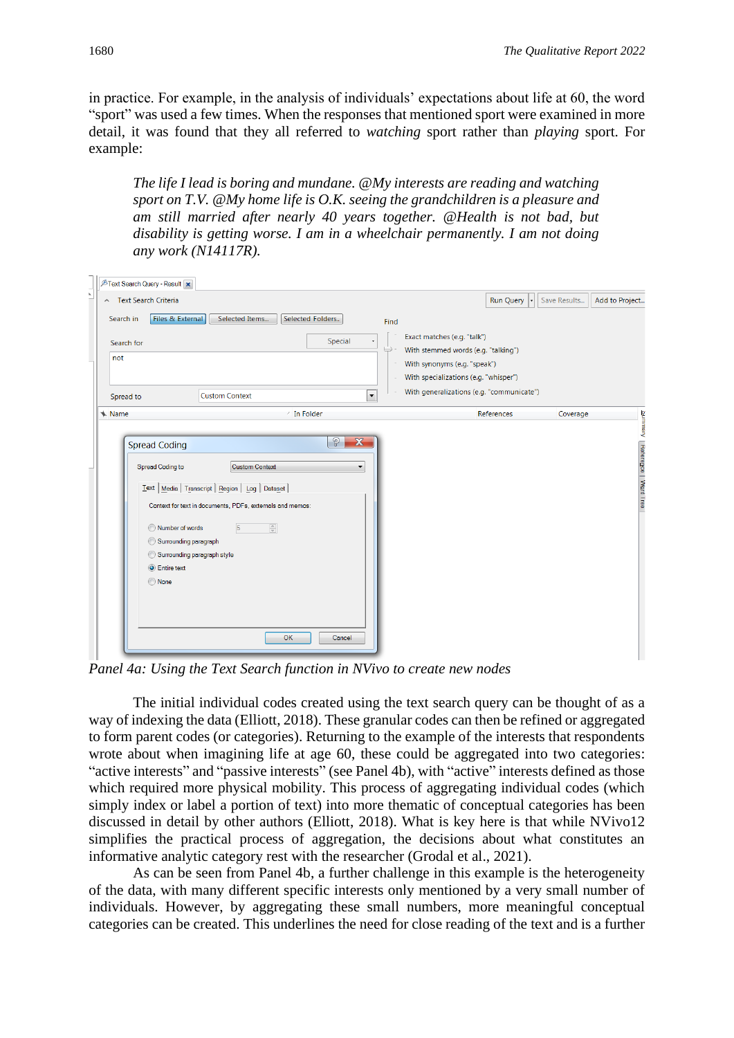in practice. For example, in the analysis of individuals' expectations about life at 60, the word "sport" was used a few times. When the responses that mentioned sport were examined in more detail, it was found that they all referred to *watching* sport rather than *playing* sport. For example:

> *The life I lead is boring and mundane. @My interests are reading and watching sport on T.V. @My home life is O.K. seeing the grandchildren is a pleasure and am still married after nearly 40 years together. @Health is not bad, but disability is getting worse. I am in a wheelchair permanently. I am not doing any work (N14117R).*

*Panel 4a: Using the Text Search function in NVivo to create new nodes*

The initial individual codes created using the text search query can be thought of as a way of indexing the data (Elliott, 2018). These granular codes can then be refined or aggregated to form parent codes (or categories). Returning to the example of the interests that respondents wrote about when imagining life at age 60, these could be aggregated into two categories: "active interests" and "passive interests" (see Panel 4b), with "active" interests defined as those which required more physical mobility. This process of aggregating individual codes (which simply index or label a portion of text) into more thematic of conceptual categories has been discussed in detail by other authors (Elliott, 2018). What is key here is that while NVivo12 simplifies the practical process of aggregation, the decisions about what constitutes an informative analytic category rest with the researcher (Grodal et al., 2021).

As can be seen from Panel 4b, a further challenge in this example is the heterogeneity of the data, with many different specific interests only mentioned by a very small number of individuals. However, by aggregating these small numbers, more meaningful conceptual categories can be created. This underlines the need for close reading of the text and is a further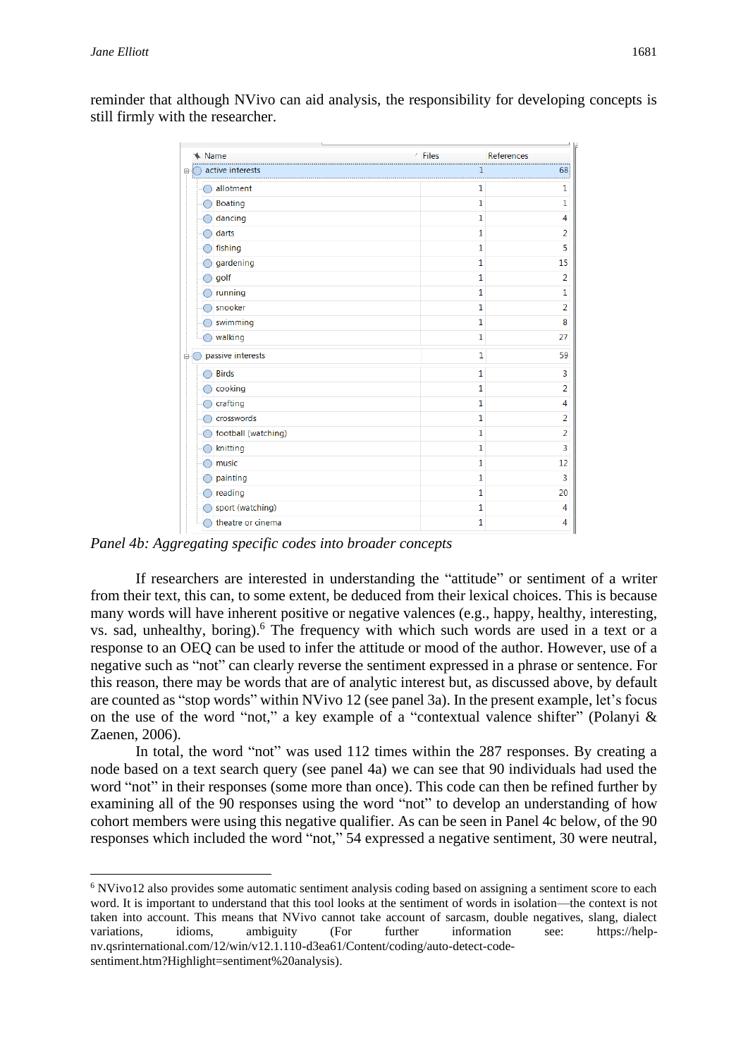reminder that although NVivo can aid analysis, the responsibility for developing concepts is still firmly with the researcher.

| Name | Files | References |
|---|---|---|
| active interests | 1 | 68 |
| allotment | 1 | 1 |
| Boating | 1 | 1 |
| dancing | 1 | 4 |
| darts | 1 | 2 |
| fishing | 1 | 5 |
| gardening | 1 | 15 |
| golf | 1 | 2 |
| running | 1 | 1 |
| snooker | 1 | 2 |
| swimming | 1 | 8 |
| walking | 1 | 27 |
| passive interests | 1 | 59 |
| Birds | 1 | 3 |
| cooking | 1 | 2 |
| crafting | 1 | 4 |
| crosswords | 1 | 2 |
| football (watching) | 1 | 2 |
| knitting | 1 | 3 |
| music | 1 | 12 |
| painting | 1 | 3 |
| reading | 1 | 20 |
| sport (watching) | 1 | 4 |
| theatre or cinema | 1 | 4 |

*Panel 4b: Aggregating specific codes into broader concepts*

If researchers are interested in understanding the "attitude" or sentiment of a writer from their text, this can, to some extent, be deduced from their lexical choices. This is because many words will have inherent positive or negative valences (e.g., happy, healthy, interesting, vs. sad, unhealthy, boring).[6] The frequency with which such words are used in a text or a response to an OEQ can be used to infer the attitude or mood of the author. However, use of a negative such as "not" can clearly reverse the sentiment expressed in a phrase or sentence. For this reason, there may be words that are of analytic interest but, as discussed above, by default are counted as "stop words" within NVivo 12 (see panel 3a). In the present example, let's focus on the use of the word "not," a key example of a "contextual valence shifter" (Polanyi & Zaenen, 2006).

In total, the word "not" was used 112 times within the 287 responses. By creating a node based on a text search query (see panel 4a) we can see that 90 individuals had used the word "not" in their responses (some more than once). This code can then be refined further by examining all of the 90 responses using the word "not" to develop an understanding of how cohort members were using this negative qualifier. As can be seen in Panel 4c below, of the 90 responses which included the word "not," 54 expressed a negative sentiment, 30 were neutral,

---

[6] NVivo12 also provides some automatic sentiment analysis coding based on assigning a sentiment score to each word. It is important to understand that this tool looks at the sentiment of words in isolation—the context is not taken into account. This means that NVivo cannot take account of sarcasm, double negatives, slang, dialect variations, idioms, ambiguity (For further information see: https://help-nv.qsrinternational.com/12/win/v12.1.110-d3ea61/Content/coding/auto-detect-code-sentiment.htm?Highlight=sentiment%20analysis).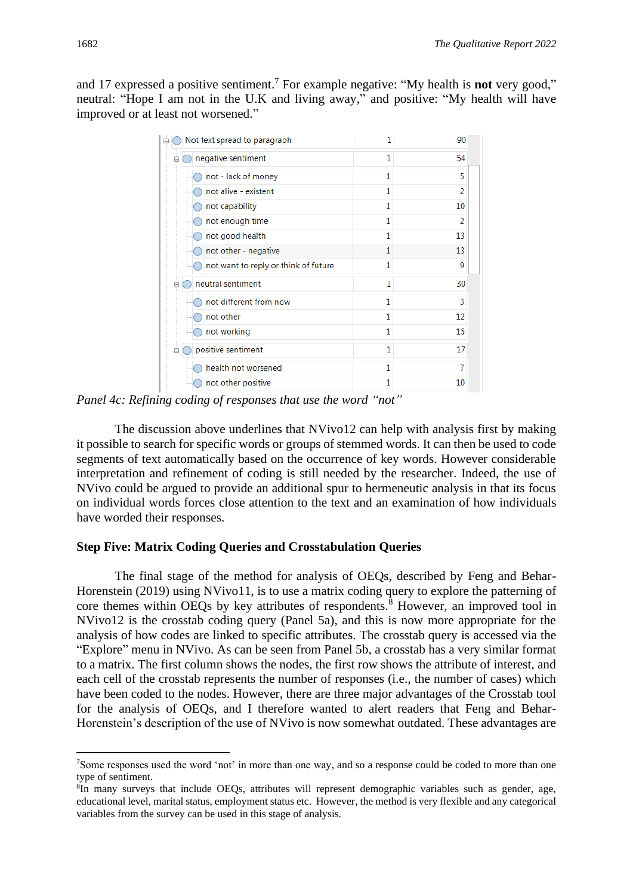and 17 expressed a positive sentiment.[7] For example negative: "My health is **not** very good," neutral: "Hope I am not in the U.K and living away," and positive: "My health will have improved or at least not worsened."

| Node | | |
|---|---|---|
| Not text spread to paragraph | 1 | 90 |
| negative sentiment | 1 | 54 |
| not - lack of money | 1 | 5 |
| not alive - existent | 1 | 2 |
| not capability | 1 | 10 |
| not enough time | 1 | 2 |
| not good health | 1 | 13 |
| not other - negative | 1 | 13 |
| not want to reply or think of future | 1 | 9 |
| neutral sentiment | 1 | 30 |
| not different from now | 1 | 3 |
| not other | 1 | 12 |
| not working | 1 | 15 |
| positive sentiment | 1 | 17 |
| health not worsened | 1 | 7 |
| not other positive | 1 | 10 |

*Panel 4c: Refining coding of responses that use the word "not"*

The discussion above underlines that NVivo12 can help with analysis first by making it possible to search for specific words or groups of stemmed words. It can then be used to code segments of text automatically based on the occurrence of key words. However considerable interpretation and refinement of coding is still needed by the researcher. Indeed, the use of NVivo could be argued to provide an additional spur to hermeneutic analysis in that its focus on individual words forces close attention to the text and an examination of how individuals have worded their responses.

## Step Five: Matrix Coding Queries and Crosstabulation Queries

The final stage of the method for analysis of OEQs, described by Feng and Behar-Horenstein (2019) using NVivo11, is to use a matrix coding query to explore the patterning of core themes within OEQs by key attributes of respondents.[8] However, an improved tool in NVivo12 is the crosstab coding query (Panel 5a), and this is now more appropriate for the analysis of how codes are linked to specific attributes. The crosstab query is accessed via the "Explore" menu in NVivo. As can be seen from Panel 5b, a crosstab has a very similar format to a matrix. The first column shows the nodes, the first row shows the attribute of interest, and each cell of the crosstab represents the number of responses (i.e., the number of cases) which have been coded to the nodes. However, there are three major advantages of the Crosstab tool for the analysis of OEQs, and I therefore wanted to alert readers that Feng and Behar-Horenstein's description of the use of NVivo is now somewhat outdated. These advantages are

---

[7] Some responses used the word 'not' in more than one way, and so a response could be coded to more than one type of sentiment.

[8] In many surveys that include OEQs, attributes will represent demographic variables such as gender, age, educational level, marital status, employment status etc. However, the method is very flexible and any categorical variables from the survey can be used in this stage of analysis.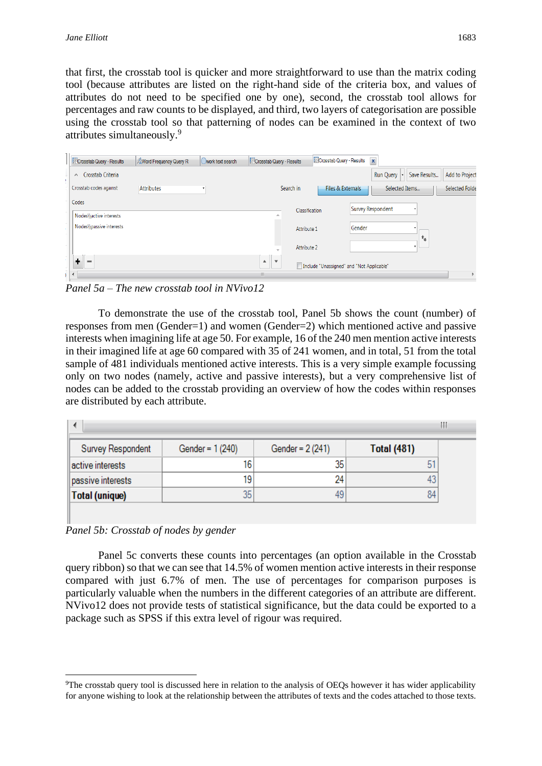that first, the crosstab tool is quicker and more straightforward to use than the matrix coding tool (because attributes are listed on the right-hand side of the criteria box, and values of attributes do not need to be specified one by one), second, the crosstab tool allows for percentages and raw counts to be displayed, and third, two layers of categorisation are possible using the crosstab tool so that patterning of nodes can be examined in the context of two attributes simultaneously.[9]

*Panel 5a – The new crosstab tool in NVivo12*

To demonstrate the use of the crosstab tool, Panel 5b shows the count (number) of responses from men (Gender=1) and women (Gender=2) which mentioned active and passive interests when imagining life at age 50. For example, 16 of the 240 men mention active interests in their imagined life at age 60 compared with 35 of 241 women, and in total, 51 from the total sample of 481 individuals mentioned active interests. This is a very simple example focussing only on two nodes (namely, active and passive interests), but a very comprehensive list of nodes can be added to the crosstab providing an overview of how the codes within responses are distributed by each attribute.

| Survey Respondent | Gender = 1 (240) | Gender = 2 (241) | **Total (481)** |
|---|---|---|---|
| active interests | 16 | 35 | 51 |
| passive interests | 19 | 24 | 43 |
| **Total (unique)** | 35 | 49 | 84 |

*Panel 5b: Crosstab of nodes by gender*

Panel 5c converts these counts into percentages (an option available in the Crosstab query ribbon) so that we can see that 14.5% of women mention active interests in their response compared with just 6.7% of men. The use of percentages for comparison purposes is particularly valuable when the numbers in the different categories of an attribute are different. NVivo12 does not provide tests of statistical significance, but the data could be exported to a package such as SPSS if this extra level of rigour was required.

[9]The crosstab query tool is discussed here in relation to the analysis of OEQs however it has wider applicability for anyone wishing to look at the relationship between the attributes of texts and the codes attached to those texts.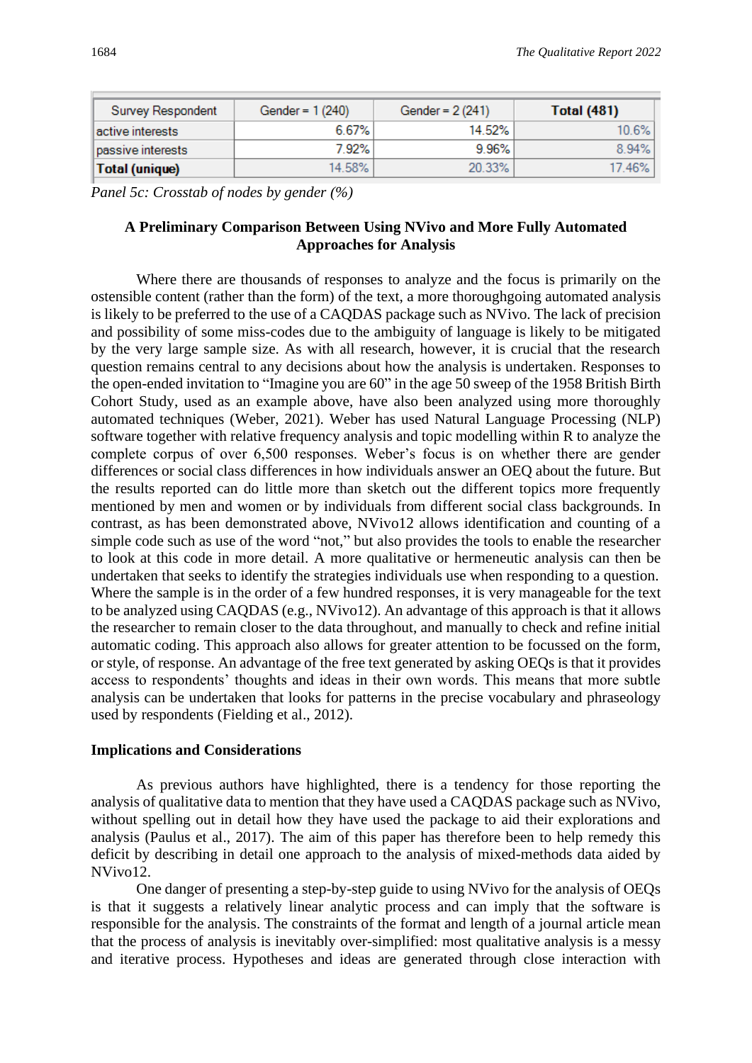| Survey Respondent | Gender = 1 (240) | Gender = 2 (241) | **Total (481)** |
|---|---|---|---|
| active interests | 6.67% | 14.52% | 10.6% |
| passive interests | 7.92% | 9.96% | 8.94% |
| **Total (unique)** | 14.58% | 20.33% | 17.46% |

*Panel 5c: Crosstab of nodes by gender (%)*

## A Preliminary Comparison Between Using NVivo and More Fully Automated Approaches for Analysis

Where there are thousands of responses to analyze and the focus is primarily on the ostensible content (rather than the form) of the text, a more thoroughgoing automated analysis is likely to be preferred to the use of a CAQDAS package such as NVivo. The lack of precision and possibility of some miss-codes due to the ambiguity of language is likely to be mitigated by the very large sample size. As with all research, however, it is crucial that the research question remains central to any decisions about how the analysis is undertaken. Responses to the open-ended invitation to "Imagine you are 60" in the age 50 sweep of the 1958 British Birth Cohort Study, used as an example above, have also been analyzed using more thoroughly automated techniques (Weber, 2021). Weber has used Natural Language Processing (NLP) software together with relative frequency analysis and topic modelling within R to analyze the complete corpus of over 6,500 responses. Weber's focus is on whether there are gender differences or social class differences in how individuals answer an OEQ about the future. But the results reported can do little more than sketch out the different topics more frequently mentioned by men and women or by individuals from different social class backgrounds. In contrast, as has been demonstrated above, NVivo12 allows identification and counting of a simple code such as use of the word "not," but also provides the tools to enable the researcher to look at this code in more detail. A more qualitative or hermeneutic analysis can then be undertaken that seeks to identify the strategies individuals use when responding to a question. Where the sample is in the order of a few hundred responses, it is very manageable for the text to be analyzed using CAQDAS (e.g., NVivo12). An advantage of this approach is that it allows the researcher to remain closer to the data throughout, and manually to check and refine initial automatic coding. This approach also allows for greater attention to be focussed on the form, or style, of response. An advantage of the free text generated by asking OEQs is that it provides access to respondents' thoughts and ideas in their own words. This means that more subtle analysis can be undertaken that looks for patterns in the precise vocabulary and phraseology used by respondents (Fielding et al., 2012).

### Implications and Considerations

As previous authors have highlighted, there is a tendency for those reporting the analysis of qualitative data to mention that they have used a CAQDAS package such as NVivo, without spelling out in detail how they have used the package to aid their explorations and analysis (Paulus et al., 2017). The aim of this paper has therefore been to help remedy this deficit by describing in detail one approach to the analysis of mixed-methods data aided by NVivo12.

One danger of presenting a step-by-step guide to using NVivo for the analysis of OEQs is that it suggests a relatively linear analytic process and can imply that the software is responsible for the analysis. The constraints of the format and length of a journal article mean that the process of analysis is inevitably over-simplified: most qualitative analysis is a messy and iterative process. Hypotheses and ideas are generated through close interaction with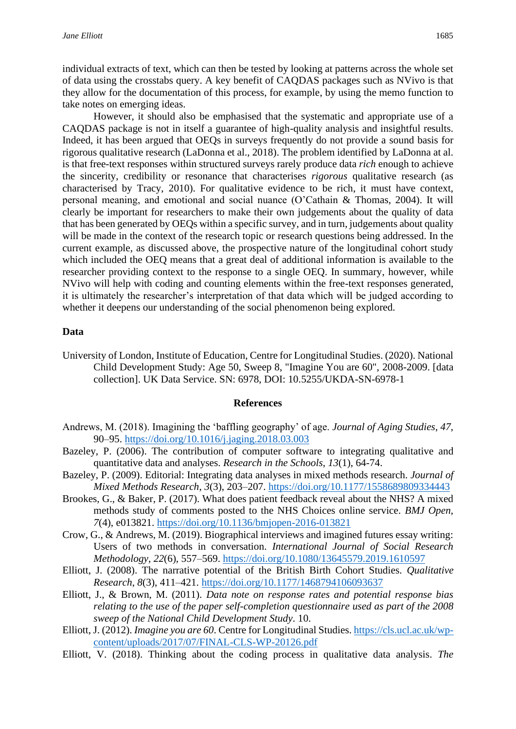individual extracts of text, which can then be tested by looking at patterns across the whole set of data using the crosstabs query. A key benefit of CAQDAS packages such as NVivo is that they allow for the documentation of this process, for example, by using the memo function to take notes on emerging ideas.

However, it should also be emphasised that the systematic and appropriate use of a CAQDAS package is not in itself a guarantee of high-quality analysis and insightful results. Indeed, it has been argued that OEQs in surveys frequently do not provide a sound basis for rigorous qualitative research (LaDonna et al., 2018). The problem identified by LaDonna at al. is that free-text responses within structured surveys rarely produce data *rich* enough to achieve the sincerity, credibility or resonance that characterises *rigorous* qualitative research (as characterised by Tracy, 2010). For qualitative evidence to be rich, it must have context, personal meaning, and emotional and social nuance (O'Cathain & Thomas, 2004). It will clearly be important for researchers to make their own judgements about the quality of data that has been generated by OEQs within a specific survey, and in turn, judgements about quality will be made in the context of the research topic or research questions being addressed. In the current example, as discussed above, the prospective nature of the longitudinal cohort study which included the OEQ means that a great deal of additional information is available to the researcher providing context to the response to a single OEQ. In summary, however, while NVivo will help with coding and counting elements within the free-text responses generated, it is ultimately the researcher's interpretation of that data which will be judged according to whether it deepens our understanding of the social phenomenon being explored.

## Data

University of London, Institute of Education, Centre for Longitudinal Studies. (2020). National Child Development Study: Age 50, Sweep 8, "Imagine You are 60", 2008-2009. [data collection]. UK Data Service. SN: 6978, DOI: 10.5255/UKDA-SN-6978-1

## References

Andrews, M. (2018). Imagining the 'baffling geography' of age. *Journal of Aging Studies*, *47*, 90–95. https://doi.org/10.1016/j.jaging.2018.03.003

Bazeley, P. (2006). The contribution of computer software to integrating qualitative and quantitative data and analyses. *Research in the Schools*, *13*(1), 64-74.

Bazeley, P. (2009). Editorial: Integrating data analyses in mixed methods research. *Journal of Mixed Methods Research*, *3*(3), 203–207. https://doi.org/10.1177/1558689809334443

Brookes, G., & Baker, P. (2017). What does patient feedback reveal about the NHS? A mixed methods study of comments posted to the NHS Choices online service. *BMJ Open*, *7*(4), e013821. https://doi.org/10.1136/bmjopen-2016-013821

Crow, G., & Andrews, M. (2019). Biographical interviews and imagined futures essay writing: Users of two methods in conversation. *International Journal of Social Research Methodology*, *22*(6), 557–569. https://doi.org/10.1080/13645579.2019.1610597

Elliott, J. (2008). The narrative potential of the British Birth Cohort Studies. *Qualitative Research*, *8*(3), 411–421. https://doi.org/10.1177/1468794106093637

Elliott, J., & Brown, M. (2011). *Data note on response rates and potential response bias relating to the use of the paper self-completion questionnaire used as part of the 2008 sweep of the National Child Development Study*. 10.

Elliott, J. (2012). *Imagine you are 60*. Centre for Longitudinal Studies. https://cls.ucl.ac.uk/wp-content/uploads/2017/07/FINAL-CLS-WP-20126.pdf

Elliott, V. (2018). Thinking about the coding process in qualitative data analysis. *The*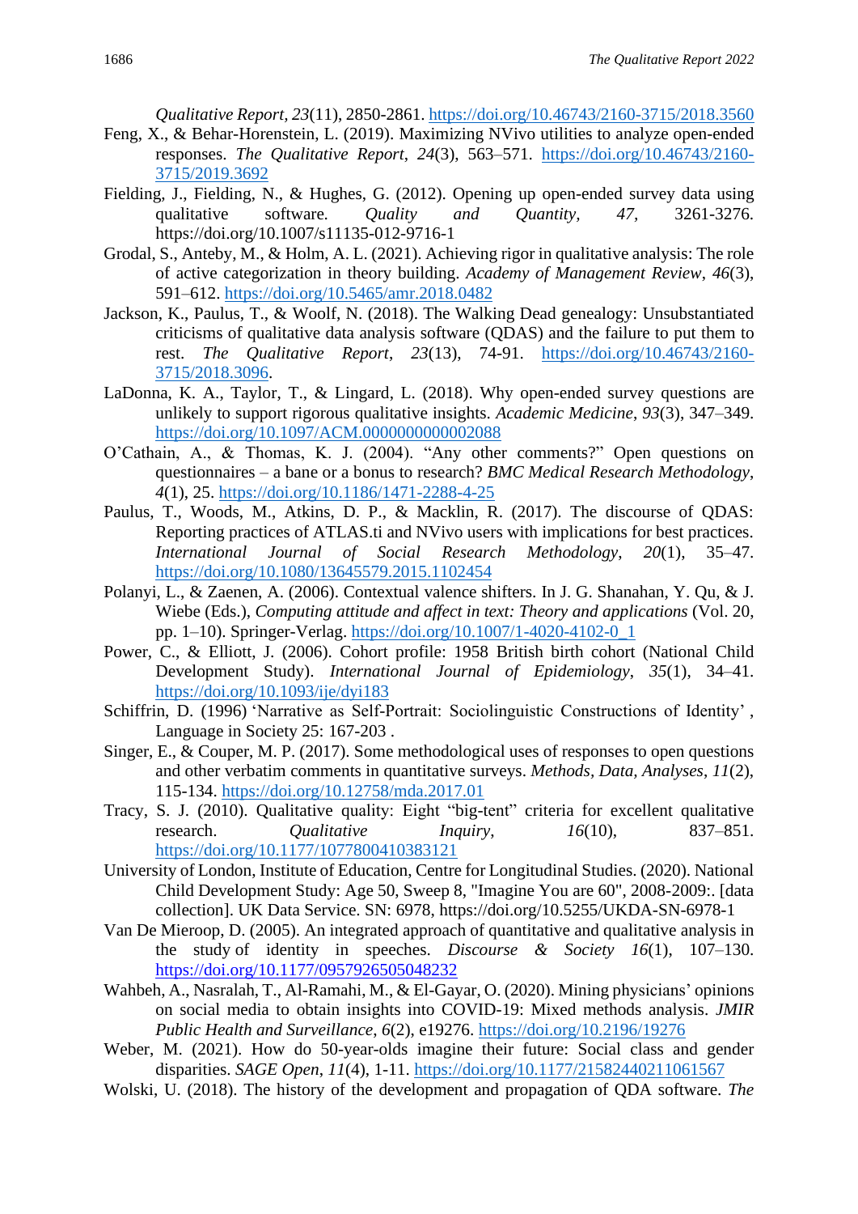*Qualitative Report, 23*(11), 2850-2861. https://doi.org/10.46743/2160-3715/2018.3560

Feng, X., & Behar-Horenstein, L. (2019). Maximizing NVivo utilities to analyze open-ended responses. *The Qualitative Report*, *24*(3), 563–571. https://doi.org/10.46743/2160-3715/2019.3692

Fielding, J., Fielding, N., & Hughes, G. (2012). Opening up open-ended survey data using qualitative software. *Quality and Quantity, 47,* 3261-3276. https://doi.org/10.1007/s11135-012-9716-1

Grodal, S., Anteby, M., & Holm, A. L. (2021). Achieving rigor in qualitative analysis: The role of active categorization in theory building. *Academy of Management Review*, *46*(3), 591–612. https://doi.org/10.5465/amr.2018.0482

Jackson, K., Paulus, T., & Woolf, N. (2018). The Walking Dead genealogy: Unsubstantiated criticisms of qualitative data analysis software (QDAS) and the failure to put them to rest. *The Qualitative Report*, *23*(13), 74-91. https://doi.org/10.46743/2160-3715/2018.3096.

LaDonna, K. A., Taylor, T., & Lingard, L. (2018). Why open-ended survey questions are unlikely to support rigorous qualitative insights. *Academic Medicine*, *93*(3), 347–349. https://doi.org/10.1097/ACM.0000000000002088

O'Cathain, A., & Thomas, K. J. (2004). "Any other comments?" Open questions on questionnaires – a bane or a bonus to research? *BMC Medical Research Methodology*, *4*(1), 25. https://doi.org/10.1186/1471-2288-4-25

Paulus, T., Woods, M., Atkins, D. P., & Macklin, R. (2017). The discourse of QDAS: Reporting practices of ATLAS.ti and NVivo users with implications for best practices. *International Journal of Social Research Methodology*, *20*(1), 35–47. https://doi.org/10.1080/13645579.2015.1102454

Polanyi, L., & Zaenen, A. (2006). Contextual valence shifters. In J. G. Shanahan, Y. Qu, & J. Wiebe (Eds.), *Computing attitude and affect in text: Theory and applications* (Vol. 20, pp. 1–10). Springer-Verlag. https://doi.org/10.1007/1-4020-4102-0_1

Power, C., & Elliott, J. (2006). Cohort profile: 1958 British birth cohort (National Child Development Study). *International Journal of Epidemiology*, *35*(1), 34–41. https://doi.org/10.1093/ije/dyi183

Schiffrin, D. (1996) 'Narrative as Self-Portrait: Sociolinguistic Constructions of Identity' , Language in Society 25: 167-203 .

Singer, E., & Couper, M. P. (2017). Some methodological uses of responses to open questions and other verbatim comments in quantitative surveys. *Methods, Data, Analyses*, *11*(2), 115-134. https://doi.org/10.12758/mda.2017.01

Tracy, S. J. (2010). Qualitative quality: Eight "big-tent" criteria for excellent qualitative research. *Qualitative Inquiry*, *16*(10), 837–851. https://doi.org/10.1177/1077800410383121

University of London, Institute of Education, Centre for Longitudinal Studies. (2020). National Child Development Study: Age 50, Sweep 8, "Imagine You are 60", 2008-2009:. [data collection]. UK Data Service. SN: 6978, https://doi.org/10.5255/UKDA-SN-6978-1

Van De Mieroop, D. (2005). An integrated approach of quantitative and qualitative analysis in the study of identity in speeches. *Discourse & Society* *16*(1), 107–130. https://doi.org/10.1177/0957926505048232

Wahbeh, A., Nasralah, T., Al-Ramahi, M., & El-Gayar, O. (2020). Mining physicians' opinions on social media to obtain insights into COVID-19: Mixed methods analysis. *JMIR Public Health and Surveillance, 6*(2), e19276. https://doi.org/10.2196/19276

Weber, M. (2021). How do 50-year-olds imagine their future: Social class and gender disparities. *SAGE Open*, *11*(4), 1-11. https://doi.org/10.1177/21582440211061567

Wolski, U. (2018). The history of the development and propagation of QDA software. *The*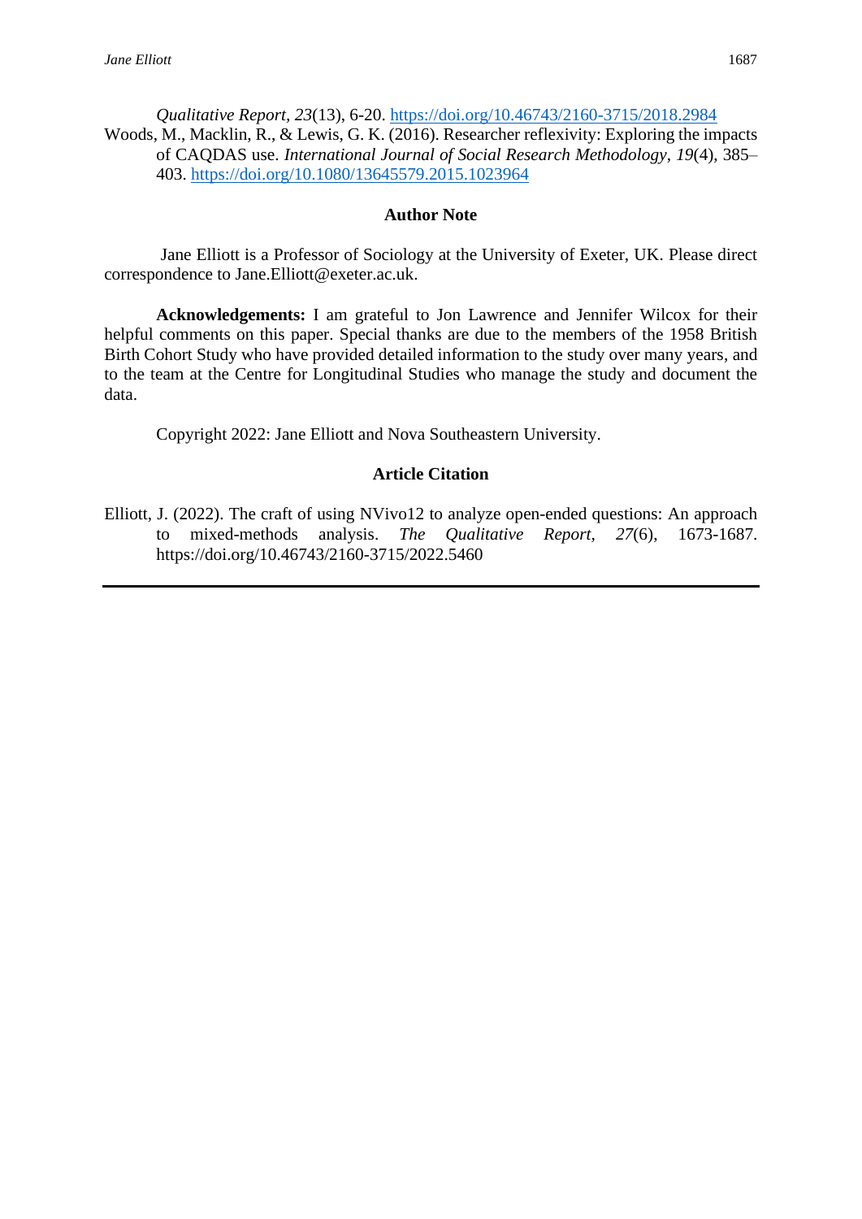*Qualitative Report, 23*(13), 6-20. https://doi.org/10.46743/2160-3715/2018.2984

Woods, M., Macklin, R., & Lewis, G. K. (2016). Researcher reflexivity: Exploring the impacts of CAQDAS use. *International Journal of Social Research Methodology*, *19*(4), 385–403. https://doi.org/10.1080/13645579.2015.1023964

## Author Note

Jane Elliott is a Professor of Sociology at the University of Exeter, UK. Please direct correspondence to Jane.Elliott@exeter.ac.uk.

**Acknowledgements:** I am grateful to Jon Lawrence and Jennifer Wilcox for their helpful comments on this paper. Special thanks are due to the members of the 1958 British Birth Cohort Study who have provided detailed information to the study over many years, and to the team at the Centre for Longitudinal Studies who manage the study and document the data.

Copyright 2022: Jane Elliott and Nova Southeastern University.

## Article Citation

Elliott, J. (2022). The craft of using NVivo12 to analyze open-ended questions: An approach to mixed-methods analysis. *The Qualitative Report, 27*(6), 1673-1687. https://doi.org/10.46743/2160-3715/2022.5460